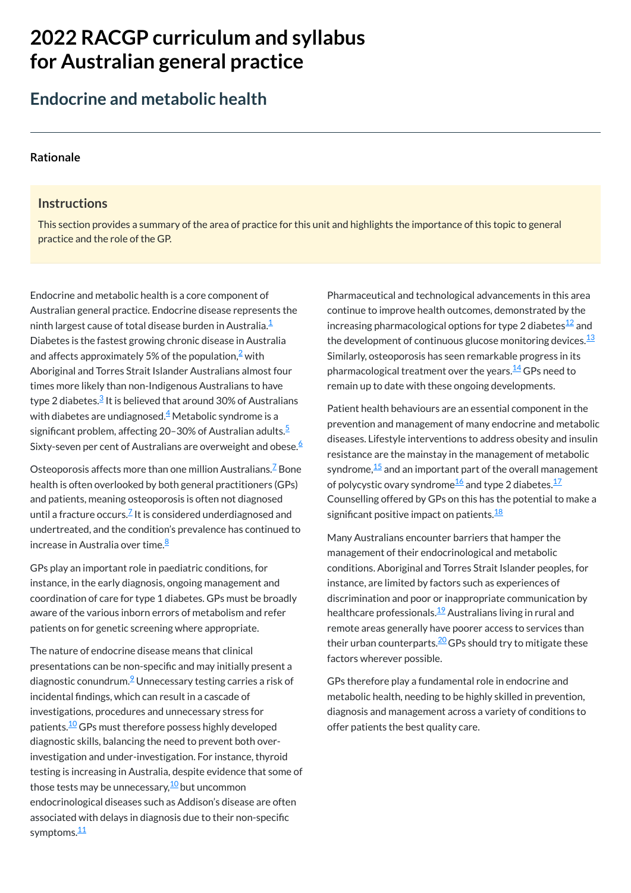# 2022 RACGP curriculum and syllabus for Australian general practice

## Endocrine and metabolic health

### Rationale

#### Instructions

This section provides a summary of the area of practice for this unit and highlights the importance of this topic to general practice and the role of the GP.

Endocrine and metabolic health is a core component of Australian general practice. Endocrine disease represents the ninth largest cause of total disease burden in Australia.[1] Diabetes is the fastest growing chronic disease in Australia and affects approximately 5% of the population,[2] with Aboriginal and Torres Strait Islander Australians almost four times more likely than non-Indigenous Australians to have type 2 diabetes.[3] It is believed that around 30% of Australians with diabetes are undiagnosed.[4] Metabolic syndrome is a significant problem, affecting 20–30% of Australian adults.[5] Sixty-seven per cent of Australians are overweight and obese.[6]

Osteoporosis affects more than one million Australians.[7] Bone health is often overlooked by both general practitioners (GPs) and patients, meaning osteoporosis is often not diagnosed until a fracture occurs.[7] It is considered underdiagnosed and undertreated, and the condition's prevalence has continued to increase in Australia over time.[8]

GPs play an important role in paediatric conditions, for instance, in the early diagnosis, ongoing management and coordination of care for type 1 diabetes. GPs must be broadly aware of the various inborn errors of metabolism and refer patients on for genetic screening where appropriate.

The nature of endocrine disease means that clinical presentations can be non-specific and may initially present a diagnostic conundrum.[9] Unnecessary testing carries a risk of incidental findings, which can result in a cascade of investigations, procedures and unnecessary stress for patients.[10] GPs must therefore possess highly developed diagnostic skills, balancing the need to prevent both over-investigation and under-investigation. For instance, thyroid testing is increasing in Australia, despite evidence that some of those tests may be unnecessary,[10] but uncommon endocrinological diseases such as Addison's disease are often associated with delays in diagnosis due to their non-specific symptoms.[11]

Pharmaceutical and technological advancements in this area continue to improve health outcomes, demonstrated by the increasing pharmacological options for type 2 diabetes[12] and the development of continuous glucose monitoring devices.[13] Similarly, osteoporosis has seen remarkable progress in its pharmacological treatment over the years.[14] GPs need to remain up to date with these ongoing developments.

Patient health behaviours are an essential component in the prevention and management of many endocrine and metabolic diseases. Lifestyle interventions to address obesity and insulin resistance are the mainstay in the management of metabolic syndrome,[15] and an important part of the overall management of polycystic ovary syndrome[16] and type 2 diabetes.[17] Counselling offered by GPs on this has the potential to make a significant positive impact on patients.[18]

Many Australians encounter barriers that hamper the management of their endocrinological and metabolic conditions. Aboriginal and Torres Strait Islander peoples, for instance, are limited by factors such as experiences of discrimination and poor or inappropriate communication by healthcare professionals.[19] Australians living in rural and remote areas generally have poorer access to services than their urban counterparts.[20] GPs should try to mitigate these factors wherever possible.

GPs therefore play a fundamental role in endocrine and metabolic health, needing to be highly skilled in prevention, diagnosis and management across a variety of conditions to offer patients the best quality care.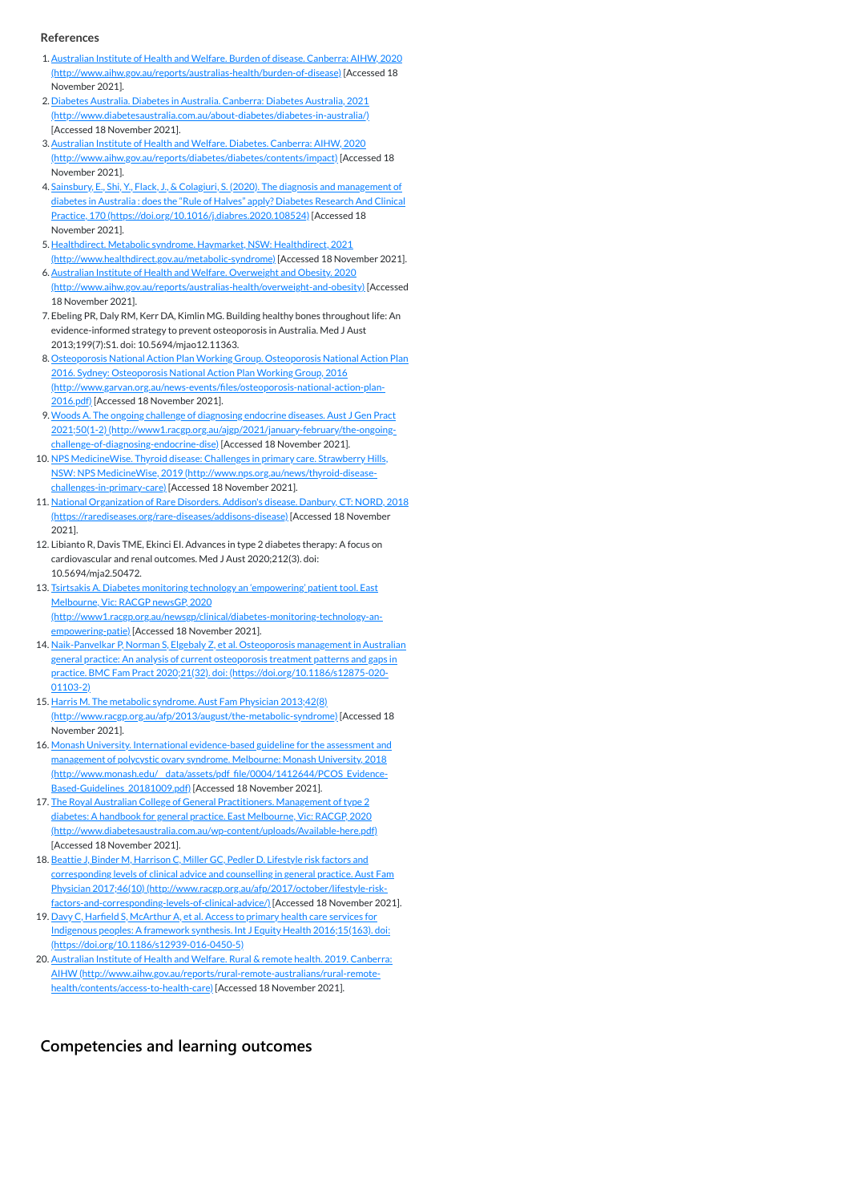### References

1. Australian Institute of Health and Welfare. Burden of disease. Canberra: AIHW, 2020 (http://www.aihw.gov.au/reports/australias-health/burden-of-disease) [Accessed 18 November 2021].
2. Diabetes Australia. Diabetes in Australia. Canberra: Diabetes Australia, 2021 (http://www.diabetesaustralia.com.au/about-diabetes/diabetes-in-australia/) [Accessed 18 November 2021].
3. Australian Institute of Health and Welfare. Diabetes. Canberra: AIHW, 2020 (http://www.aihw.gov.au/reports/diabetes/diabetes/contents/impact) [Accessed 18 November 2021].
4. Sainsbury, E., Shi, Y., Flack, J., & Colagiuri, S. (2020). The diagnosis and management of diabetes in Australia : does the "Rule of Halves" apply? Diabetes Research And Clinical Practice, 170 (https://doi.org/10.1016/j.diabres.2020.108524) [Accessed 18 November 2021].
5. Healthdirect. Metabolic syndrome. Haymarket, NSW: Healthdirect, 2021 (http://www.healthdirect.gov.au/metabolic-syndrome) [Accessed 18 November 2021].
6. Australian Institute of Health and Welfare. Overweight and Obesity. 2020 (http://www.aihw.gov.au/reports/australias-health/overweight-and-obesity) [Accessed 18 November 2021].
7. Ebeling PR, Daly RM, Kerr DA, Kimlin MG. Building healthy bones throughout life: An evidence-informed strategy to prevent osteoporosis in Australia. Med J Aust 2013;199(7):S1. doi: 10.5694/mjao12.11363.
8. Osteoporosis National Action Plan Working Group. Osteoporosis National Action Plan 2016. Sydney: Osteoporosis National Action Plan Working Group, 2016 (http://www.garvan.org.au/news-events/files/osteoporosis-national-action-plan-2016.pdf) [Accessed 18 November 2021].
9. Woods A. The ongoing challenge of diagnosing endocrine diseases. Aust J Gen Pract 2021;50(1-2) (http://www1.racgp.org.au/ajgp/2021/january-february/the-ongoing-challenge-of-diagnosing-endocrine-dise) [Accessed 18 November 2021].
10. NPS MedicineWise. Thyroid disease: Challenges in primary care. Strawberry Hills, NSW: NPS MedicineWise, 2019 (http://www.nps.org.au/news/thyroid-disease-challenges-in-primary-care) [Accessed 18 November 2021].
11. National Organization of Rare Disorders. Addison's disease. Danbury, CT: NORD, 2018 (https://rarediseases.org/rare-diseases/addisons-disease) [Accessed 18 November 2021].
12. Libianto R, Davis TME, Ekinci EI. Advances in type 2 diabetes therapy: A focus on cardiovascular and renal outcomes. Med J Aust 2020;212(3). doi: 10.5694/mja2.50472.
13. Tsirtsakis A. Diabetes monitoring technology an 'empowering' patient tool. East Melbourne, Vic: RACGP newsGP, 2020 (http://www1.racgp.org.au/newsgp/clinical/diabetes-monitoring-technology-an-empowering-patie) [Accessed 18 November 2021].
14. Naik-Panvelkar P, Norman S, Elgebaly Z, et al. Osteoporosis management in Australian general practice: An analysis of current osteoporosis treatment patterns and gaps in practice. BMC Fam Pract 2020;21(32). doi: (https://doi.org/10.1186/s12875-020-01103-2)
15. Harris M. The metabolic syndrome. Aust Fam Physician 2013;42(8) (http://www.racgp.org.au/afp/2013/august/the-metabolic-syndrome) [Accessed 18 November 2021].
16. Monash University. International evidence-based guideline for the assessment and management of polycystic ovary syndrome. Melbourne: Monash University, 2018 (http://www.monash.edu/__data/assets/pdf_file/0004/1412644/PCOS_Evidence-Based-Guidelines_20181009.pdf) [Accessed 18 November 2021].
17. The Royal Australian College of General Practitioners. Management of type 2 diabetes: A handbook for general practice. East Melbourne, Vic: RACGP, 2020 (http://www.diabetesaustralia.com.au/wp-content/uploads/Available-here.pdf) [Accessed 18 November 2021].
18. Beattie J, Binder M, Harrison C, Miller GC, Pedler D. Lifestyle risk factors and corresponding levels of clinical advice and counselling in general practice. Aust Fam Physician 2017;46(10) (http://www.racgp.org.au/afp/2017/october/lifestyle-risk-factors-and-corresponding-levels-of-clinical-advice/) [Accessed 18 November 2021].
19. Davy C, Harfield S, McArthur A, et al. Access to primary health care services for Indigenous peoples: A framework synthesis. Int J Equity Health 2016;15(163). doi: (https://doi.org/10.1186/s12939-016-0450-5)
20. Australian Institute of Health and Welfare. Rural & remote health. 2019. Canberra: AIHW (http://www.aihw.gov.au/reports/rural-remote-australians/rural-remote-health/contents/access-to-health-care) [Accessed 18 November 2021].

## Competencies and learning outcomes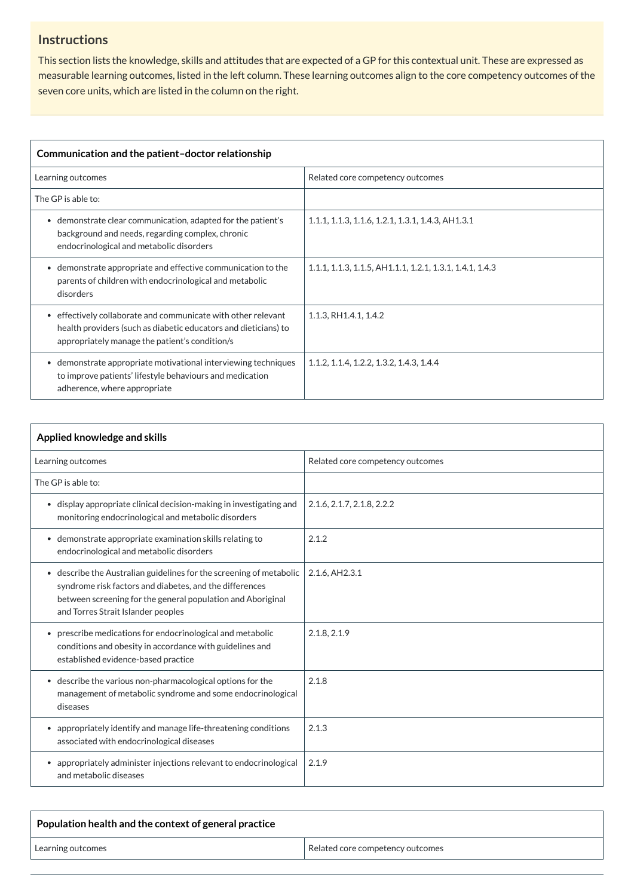**Instructions**

This section lists the knowledge, skills and attitudes that are expected of a GP for this contextual unit. These are expressed as measurable learning outcomes, listed in the left column. These learning outcomes align to the core competency outcomes of the seven core units, which are listed in the column on the right.

| **Communication and the patient–doctor relationship** | |
|---|---|
| Learning outcomes | Related core competency outcomes |
| The GP is able to: | |
| • demonstrate clear communication, adapted for the patient's background and needs, regarding complex, chronic endocrinological and metabolic disorders | 1.1.1, 1.1.3, 1.1.6, 1.2.1, 1.3.1, 1.4.3, AH1.3.1 |
| • demonstrate appropriate and effective communication to the parents of children with endocrinological and metabolic disorders | 1.1.1, 1.1.3, 1.1.5, AH1.1.1, 1.2.1, 1.3.1, 1.4.1, 1.4.3 |
| • effectively collaborate and communicate with other relevant health providers (such as diabetic educators and dieticians) to appropriately manage the patient's condition/s | 1.1.3, RH1.4.1, 1.4.2 |
| • demonstrate appropriate motivational interviewing techniques to improve patients' lifestyle behaviours and medication adherence, where appropriate | 1.1.2, 1.1.4, 1.2.2, 1.3.2, 1.4.3, 1.4.4 |

| **Applied knowledge and skills** | |
|---|---|
| Learning outcomes | Related core competency outcomes |
| The GP is able to: | |
| • display appropriate clinical decision-making in investigating and monitoring endocrinological and metabolic disorders | 2.1.6, 2.1.7, 2.1.8, 2.2.2 |
| • demonstrate appropriate examination skills relating to endocrinological and metabolic disorders | 2.1.2 |
| • describe the Australian guidelines for the screening of metabolic syndrome risk factors and diabetes, and the differences between screening for the general population and Aboriginal and Torres Strait Islander peoples | 2.1.6, AH2.3.1 |
| • prescribe medications for endocrinological and metabolic conditions and obesity in accordance with guidelines and established evidence-based practice | 2.1.8, 2.1.9 |
| • describe the various non-pharmacological options for the management of metabolic syndrome and some endocrinological diseases | 2.1.8 |
| • appropriately identify and manage life-threatening conditions associated with endocrinological diseases | 2.1.3 |
| • appropriately administer injections relevant to endocrinological and metabolic diseases | 2.1.9 |

| **Population health and the context of general practice** | |
|---|---|
| Learning outcomes | Related core competency outcomes |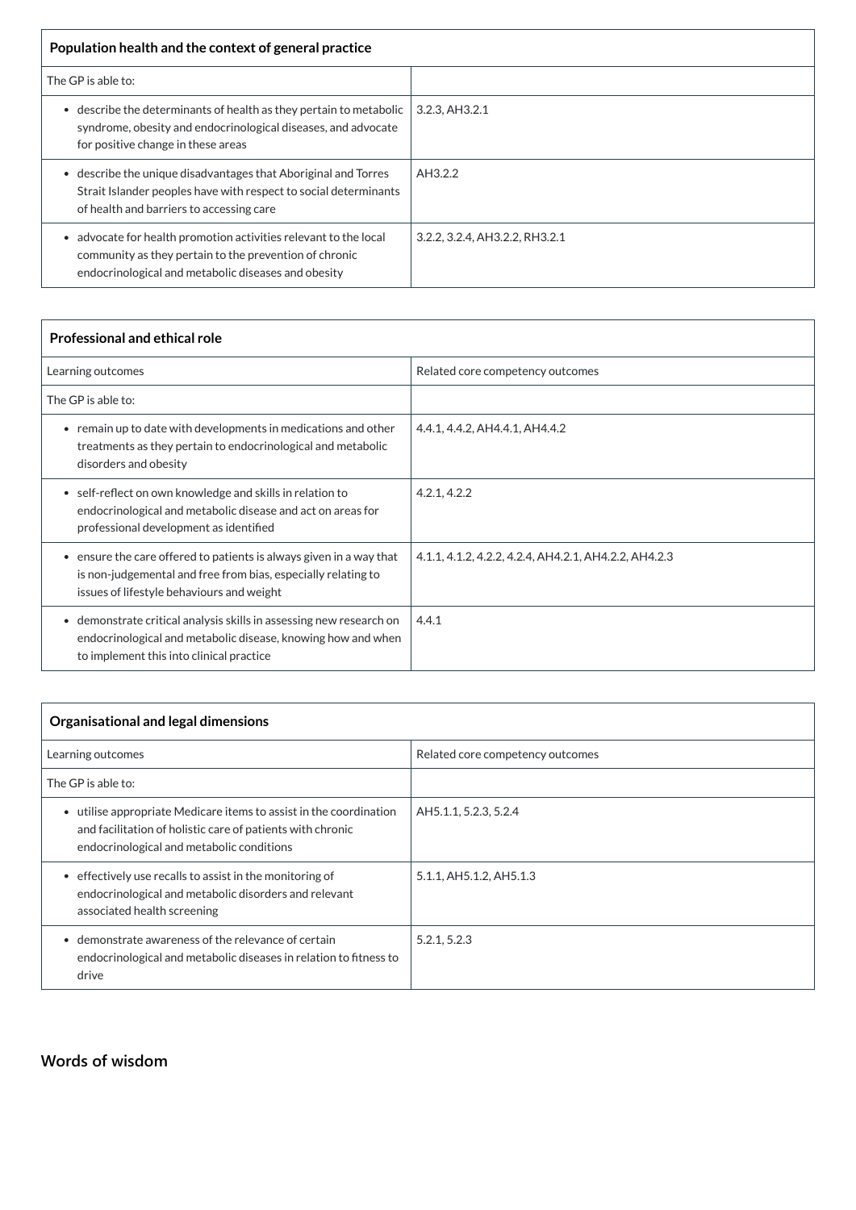| Population health and the context of general practice | |
|---|---|
| The GP is able to: | |
| • describe the determinants of health as they pertain to metabolic syndrome, obesity and endocrinological diseases, and advocate for positive change in these areas | 3.2.3, AH3.2.1 |
| • describe the unique disadvantages that Aboriginal and Torres Strait Islander peoples have with respect to social determinants of health and barriers to accessing care | AH3.2.2 |
| • advocate for health promotion activities relevant to the local community as they pertain to the prevention of chronic endocrinological and metabolic diseases and obesity | 3.2.2, 3.2.4, AH3.2.2, RH3.2.1 |

| Professional and ethical role | |
|---|---|
| Learning outcomes | Related core competency outcomes |
| The GP is able to: | |
| • remain up to date with developments in medications and other treatments as they pertain to endocrinological and metabolic disorders and obesity | 4.4.1, 4.4.2, AH4.4.1, AH4.4.2 |
| • self-reflect on own knowledge and skills in relation to endocrinological and metabolic disease and act on areas for professional development as identified | 4.2.1, 4.2.2 |
| • ensure the care offered to patients is always given in a way that is non-judgemental and free from bias, especially relating to issues of lifestyle behaviours and weight | 4.1.1, 4.1.2, 4.2.2, 4.2.4, AH4.2.1, AH4.2.2, AH4.2.3 |
| • demonstrate critical analysis skills in assessing new research on endocrinological and metabolic disease, knowing how and when to implement this into clinical practice | 4.4.1 |

| Organisational and legal dimensions | |
|---|---|
| Learning outcomes | Related core competency outcomes |
| The GP is able to: | |
| • utilise appropriate Medicare items to assist in the coordination and facilitation of holistic care of patients with chronic endocrinological and metabolic conditions | AH5.1.1, 5.2.3, 5.2.4 |
| • effectively use recalls to assist in the monitoring of endocrinological and metabolic disorders and relevant associated health screening | 5.1.1, AH5.1.2, AH5.1.3 |
| • demonstrate awareness of the relevance of certain endocrinological and metabolic diseases in relation to fitness to drive | 5.2.1, 5.2.3 |

## Words of wisdom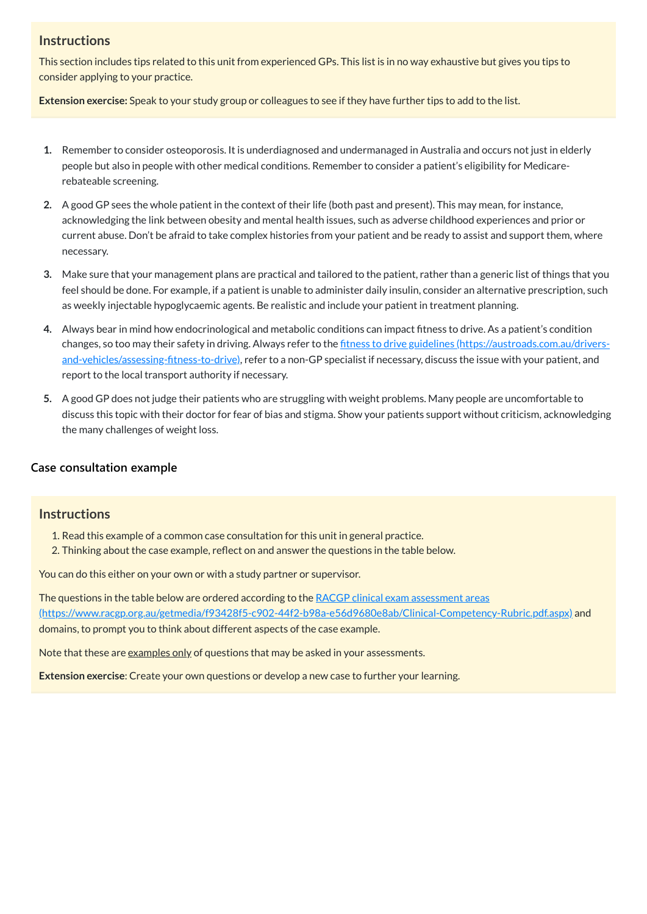### Instructions

This section includes tips related to this unit from experienced GPs. This list is in no way exhaustive but gives you tips to consider applying to your practice.

**Extension exercise:** Speak to your study group or colleagues to see if they have further tips to add to the list.

1. Remember to consider osteoporosis. It is underdiagnosed and undermanaged in Australia and occurs not just in elderly people but also in people with other medical conditions. Remember to consider a patient's eligibility for Medicare-rebateable screening.
2. A good GP sees the whole patient in the context of their life (both past and present). This may mean, for instance, acknowledging the link between obesity and mental health issues, such as adverse childhood experiences and prior or current abuse. Don't be afraid to take complex histories from your patient and be ready to assist and support them, where necessary.
3. Make sure that your management plans are practical and tailored to the patient, rather than a generic list of things that you feel should be done. For example, if a patient is unable to administer daily insulin, consider an alternative prescription, such as weekly injectable hypoglycaemic agents. Be realistic and include your patient in treatment planning.
4. Always bear in mind how endocrinological and metabolic conditions can impact fitness to drive. As a patient's condition changes, so too may their safety in driving. Always refer to the [fitness to drive guidelines (https://austroads.com.au/drivers-and-vehicles/assessing-fitness-to-drive)](https://austroads.com.au/drivers-and-vehicles/assessing-fitness-to-drive), refer to a non-GP specialist if necessary, discuss the issue with your patient, and report to the local transport authority if necessary.
5. A good GP does not judge their patients who are struggling with weight problems. Many people are uncomfortable to discuss this topic with their doctor for fear of bias and stigma. Show your patients support without criticism, acknowledging the many challenges of weight loss.

## Case consultation example

### Instructions

1. Read this example of a common case consultation for this unit in general practice.
2. Thinking about the case example, reflect on and answer the questions in the table below.

You can do this either on your own or with a study partner or supervisor.

The questions in the table below are ordered according to the [RACGP clinical exam assessment areas (https://www.racgp.org.au/getmedia/f93428f5-c902-44f2-b98a-e56d9680e8ab/Clinical-Competency-Rubric.pdf.aspx)](https://www.racgp.org.au/getmedia/f93428f5-c902-44f2-b98a-e56d9680e8ab/Clinical-Competency-Rubric.pdf.aspx) and domains, to prompt you to think about different aspects of the case example.

Note that these are examples only of questions that may be asked in your assessments.

**Extension exercise**: Create your own questions or develop a new case to further your learning.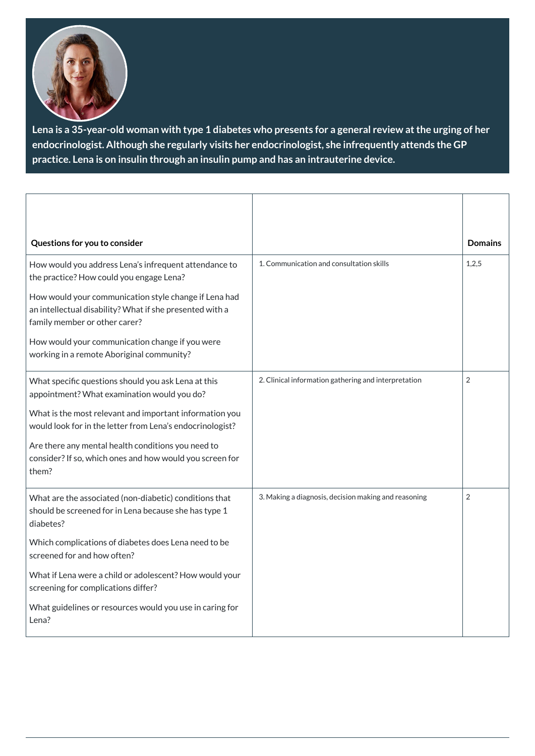**Lena is a 35-year-old woman with type 1 diabetes who presents for a general review at the urging of her endocrinologist. Although she regularly visits her endocrinologist, she infrequently attends the GP practice. Lena is on insulin through an insulin pump and has an intrauterine device.**

| **Questions for you to consider** | | **Domains** |
|---|---|---|
| How would you address Lena's infrequent attendance to the practice? How could you engage Lena?<br><br>How would your communication style change if Lena had an intellectual disability? What if she presented with a family member or other carer?<br><br>How would your communication change if you were working in a remote Aboriginal community? | 1. Communication and consultation skills | 1,2,5 |
| What specific questions should you ask Lena at this appointment? What examination would you do?<br><br>What is the most relevant and important information you would look for in the letter from Lena's endocrinologist?<br><br>Are there any mental health conditions you need to consider? If so, which ones and how would you screen for them? | 2. Clinical information gathering and interpretation | 2 |
| What are the associated (non-diabetic) conditions that should be screened for in Lena because she has type 1 diabetes?<br><br>Which complications of diabetes does Lena need to be screened for and how often?<br><br>What if Lena were a child or adolescent? How would your screening for complications differ?<br><br>What guidelines or resources would you use in caring for Lena? | 3. Making a diagnosis, decision making and reasoning | 2 |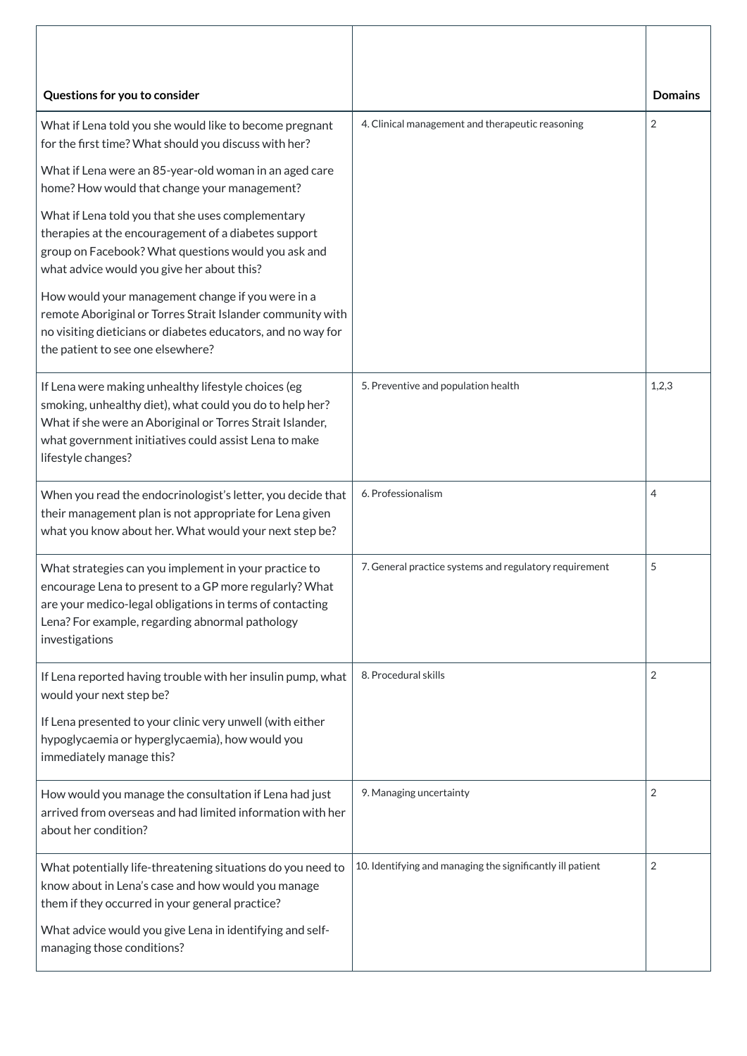| Questions for you to consider | | Domains |
|---|---|---|
| What if Lena told you she would like to become pregnant for the first time? What should you discuss with her?<br><br>What if Lena were an 85-year-old woman in an aged care home? How would that change your management?<br><br>What if Lena told you that she uses complementary therapies at the encouragement of a diabetes support group on Facebook? What questions would you ask and what advice would you give her about this?<br><br>How would your management change if you were in a remote Aboriginal or Torres Strait Islander community with no visiting dieticians or diabetes educators, and no way for the patient to see one elsewhere? | 4. Clinical management and therapeutic reasoning | 2 |
| If Lena were making unhealthy lifestyle choices (eg smoking, unhealthy diet), what could you do to help her? What if she were an Aboriginal or Torres Strait Islander, what government initiatives could assist Lena to make lifestyle changes? | 5. Preventive and population health | 1,2,3 |
| When you read the endocrinologist's letter, you decide that their management plan is not appropriate for Lena given what you know about her. What would your next step be? | 6. Professionalism | 4 |
| What strategies can you implement in your practice to encourage Lena to present to a GP more regularly? What are your medico-legal obligations in terms of contacting Lena? For example, regarding abnormal pathology investigations | 7. General practice systems and regulatory requirement | 5 |
| If Lena reported having trouble with her insulin pump, what would your next step be?<br><br>If Lena presented to your clinic very unwell (with either hypoglycaemia or hyperglycaemia), how would you immediately manage this? | 8. Procedural skills | 2 |
| How would you manage the consultation if Lena had just arrived from overseas and had limited information with her about her condition? | 9. Managing uncertainty | 2 |
| What potentially life-threatening situations do you need to know about in Lena's case and how would you manage them if they occurred in your general practice?<br><br>What advice would you give Lena in identifying and self-managing those conditions? | 10. Identifying and managing the significantly ill patient | 2 |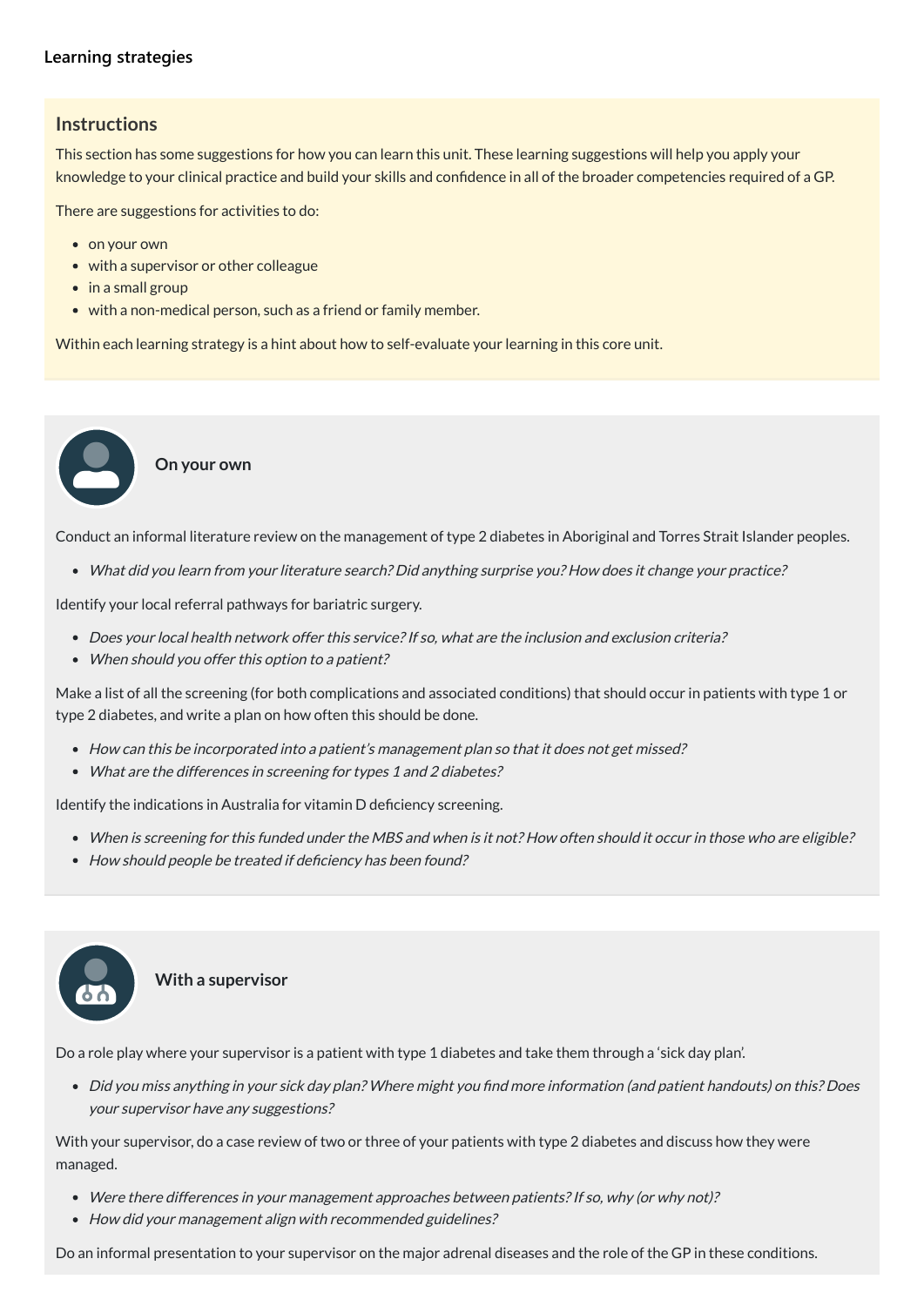## Learning strategies

### Instructions

This section has some suggestions for how you can learn this unit. These learning suggestions will help you apply your knowledge to your clinical practice and build your skills and confidence in all of the broader competencies required of a GP.

There are suggestions for activities to do:

- on your own
- with a supervisor or other colleague
- in a small group
- with a non-medical person, such as a friend or family member.

Within each learning strategy is a hint about how to self-evaluate your learning in this core unit.

### On your own

Conduct an informal literature review on the management of type 2 diabetes in Aboriginal and Torres Strait Islander peoples.

- *What did you learn from your literature search? Did anything surprise you? How does it change your practice?*

Identify your local referral pathways for bariatric surgery.

- *Does your local health network offer this service? If so, what are the inclusion and exclusion criteria?*
- *When should you offer this option to a patient?*

Make a list of all the screening (for both complications and associated conditions) that should occur in patients with type 1 or type 2 diabetes, and write a plan on how often this should be done.

- *How can this be incorporated into a patient's management plan so that it does not get missed?*
- *What are the differences in screening for types 1 and 2 diabetes?*

Identify the indications in Australia for vitamin D deficiency screening.

- *When is screening for this funded under the MBS and when is it not? How often should it occur in those who are eligible?*
- *How should people be treated if deficiency has been found?*

### With a supervisor

Do a role play where your supervisor is a patient with type 1 diabetes and take them through a 'sick day plan'.

- *Did you miss anything in your sick day plan? Where might you find more information (and patient handouts) on this? Does your supervisor have any suggestions?*

With your supervisor, do a case review of two or three of your patients with type 2 diabetes and discuss how they were managed.

- *Were there differences in your management approaches between patients? If so, why (or why not)?*
- *How did your management align with recommended guidelines?*

Do an informal presentation to your supervisor on the major adrenal diseases and the role of the GP in these conditions.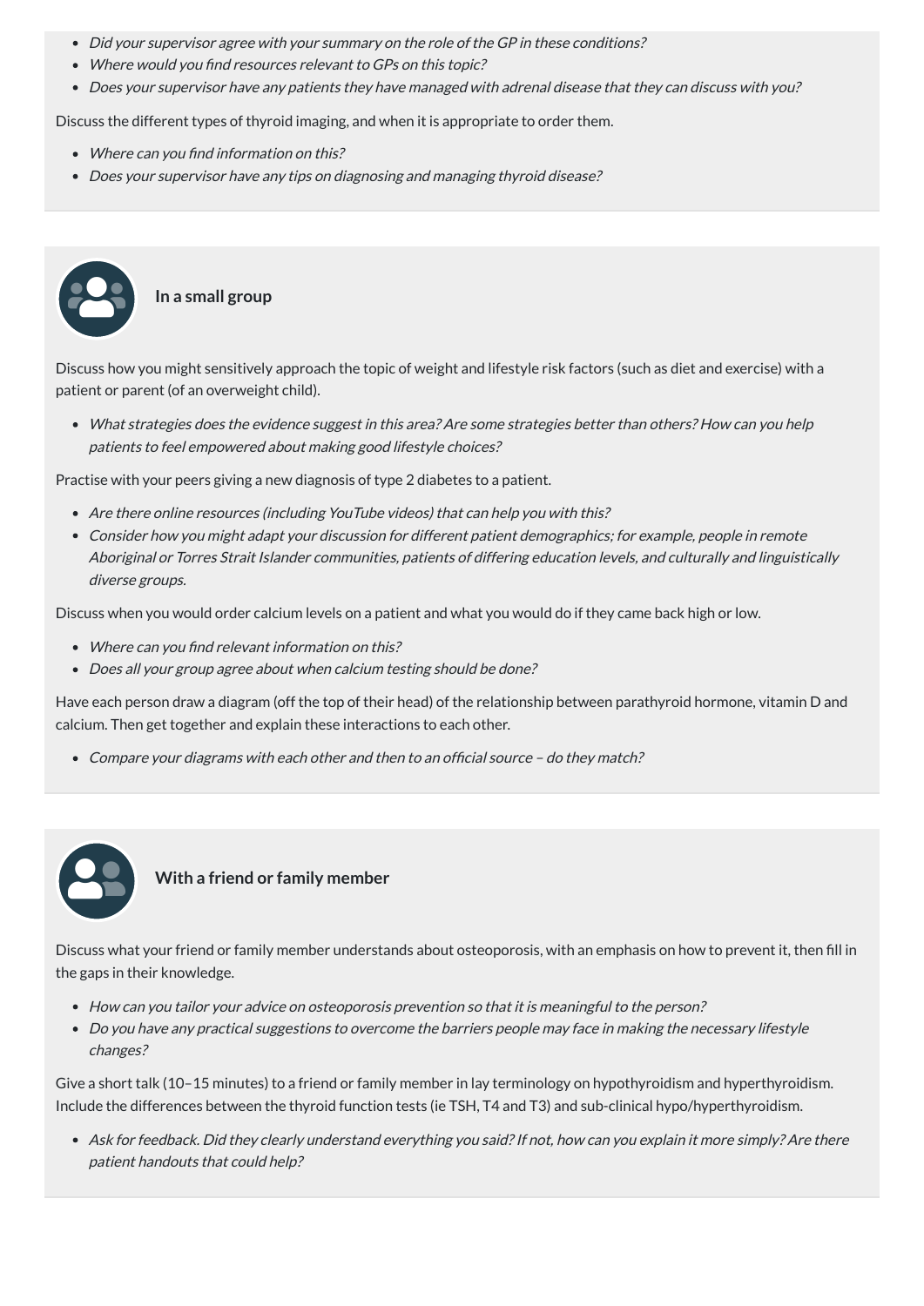- *Did your supervisor agree with your summary on the role of the GP in these conditions?*
- *Where would you find resources relevant to GPs on this topic?*
- *Does your supervisor have any patients they have managed with adrenal disease that they can discuss with you?*

Discuss the different types of thyroid imaging, and when it is appropriate to order them.

- *Where can you find information on this?*
- *Does your supervisor have any tips on diagnosing and managing thyroid disease?*

### In a small group

Discuss how you might sensitively approach the topic of weight and lifestyle risk factors (such as diet and exercise) with a patient or parent (of an overweight child).

- *What strategies does the evidence suggest in this area? Are some strategies better than others? How can you help patients to feel empowered about making good lifestyle choices?*

Practise with your peers giving a new diagnosis of type 2 diabetes to a patient.

- *Are there online resources (including YouTube videos) that can help you with this?*
- *Consider how you might adapt your discussion for different patient demographics; for example, people in remote Aboriginal or Torres Strait Islander communities, patients of differing education levels, and culturally and linguistically diverse groups.*

Discuss when you would order calcium levels on a patient and what you would do if they came back high or low.

- *Where can you find relevant information on this?*
- *Does all your group agree about when calcium testing should be done?*

Have each person draw a diagram (off the top of their head) of the relationship between parathyroid hormone, vitamin D and calcium. Then get together and explain these interactions to each other.

- *Compare your diagrams with each other and then to an official source – do they match?*

### With a friend or family member

Discuss what your friend or family member understands about osteoporosis, with an emphasis on how to prevent it, then fill in the gaps in their knowledge.

- *How can you tailor your advice on osteoporosis prevention so that it is meaningful to the person?*
- *Do you have any practical suggestions to overcome the barriers people may face in making the necessary lifestyle changes?*

Give a short talk (10–15 minutes) to a friend or family member in lay terminology on hypothyroidism and hyperthyroidism. Include the differences between the thyroid function tests (ie TSH, T4 and T3) and sub-clinical hypo/hyperthyroidism.

- *Ask for feedback. Did they clearly understand everything you said? If not, how can you explain it more simply? Are there patient handouts that could help?*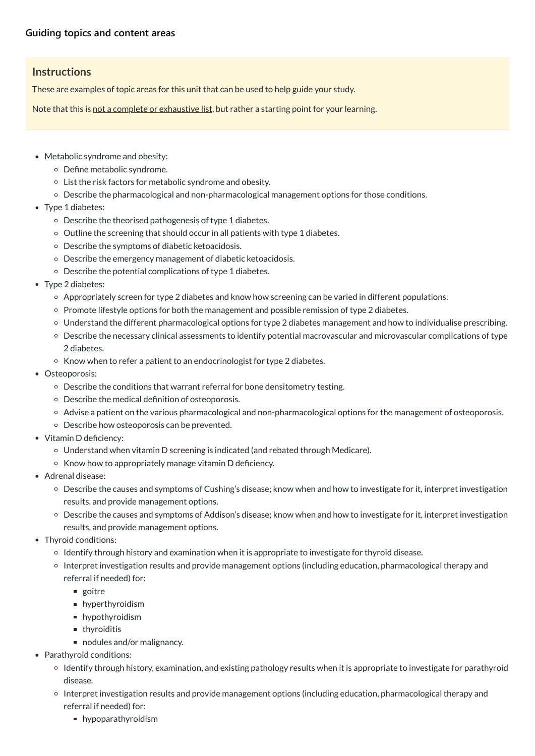### Guiding topics and content areas

> **Instructions**
>
> These are examples of topic areas for this unit that can be used to help guide your study.
>
> Note that this is not a complete or exhaustive list, but rather a starting point for your learning.

- Metabolic syndrome and obesity:
  - Define metabolic syndrome.
  - List the risk factors for metabolic syndrome and obesity.
  - Describe the pharmacological and non-pharmacological management options for those conditions.
- Type 1 diabetes:
  - Describe the theorised pathogenesis of type 1 diabetes.
  - Outline the screening that should occur in all patients with type 1 diabetes.
  - Describe the symptoms of diabetic ketoacidosis.
  - Describe the emergency management of diabetic ketoacidosis.
  - Describe the potential complications of type 1 diabetes.
- Type 2 diabetes:
  - Appropriately screen for type 2 diabetes and know how screening can be varied in different populations.
  - Promote lifestyle options for both the management and possible remission of type 2 diabetes.
  - Understand the different pharmacological options for type 2 diabetes management and how to individualise prescribing.
  - Describe the necessary clinical assessments to identify potential macrovascular and microvascular complications of type 2 diabetes.
  - Know when to refer a patient to an endocrinologist for type 2 diabetes.
- Osteoporosis:
  - Describe the conditions that warrant referral for bone densitometry testing.
  - Describe the medical definition of osteoporosis.
  - Advise a patient on the various pharmacological and non-pharmacological options for the management of osteoporosis.
  - Describe how osteoporosis can be prevented.
- Vitamin D deficiency:
  - Understand when vitamin D screening is indicated (and rebated through Medicare).
  - Know how to appropriately manage vitamin D deficiency.
- Adrenal disease:
  - Describe the causes and symptoms of Cushing's disease; know when and how to investigate for it, interpret investigation results, and provide management options.
  - Describe the causes and symptoms of Addison's disease; know when and how to investigate for it, interpret investigation results, and provide management options.
- Thyroid conditions:
  - Identify through history and examination when it is appropriate to investigate for thyroid disease.
  - Interpret investigation results and provide management options (including education, pharmacological therapy and referral if needed) for:
    - goitre
    - hyperthyroidism
    - hypothyroidism
    - thyroiditis
    - nodules and/or malignancy.
- Parathyroid conditions:
  - Identify through history, examination, and existing pathology results when it is appropriate to investigate for parathyroid disease.
  - Interpret investigation results and provide management options (including education, pharmacological therapy and referral if needed) for:
    - hypoparathyroidism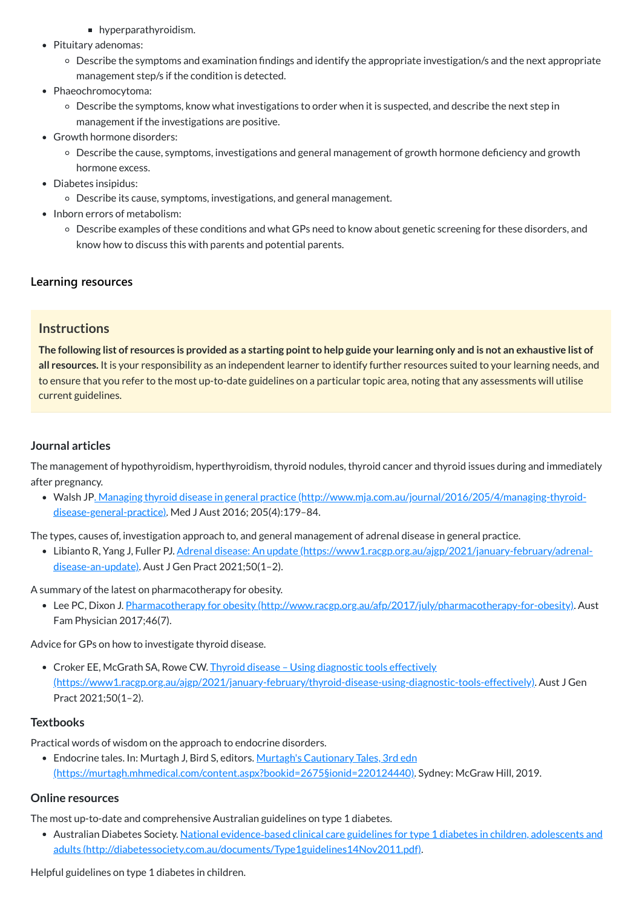- hyperparathyroidism.
- Pituitary adenomas:
    - Describe the symptoms and examination findings and identify the appropriate investigation/s and the next appropriate management step/s if the condition is detected.
- Phaeochromocytoma:
    - Describe the symptoms, know what investigations to order when it is suspected, and describe the next step in management if the investigations are positive.
- Growth hormone disorders:
    - Describe the cause, symptoms, investigations and general management of growth hormone deficiency and growth hormone excess.
- Diabetes insipidus:
    - Describe its cause, symptoms, investigations, and general management.
- Inborn errors of metabolism:
    - Describe examples of these conditions and what GPs need to know about genetic screening for these disorders, and know how to discuss this with parents and potential parents.

### Learning resources

> **Instructions**
>
> **The following list of resources is provided as a starting point to help guide your learning only and is not an exhaustive list of all resources.** It is your responsibility as an independent learner to identify further resources suited to your learning needs, and to ensure that you refer to the most up-to-date guidelines on a particular topic area, noting that any assessments will utilise current guidelines.

### Journal articles

The management of hypothyroidism, hyperthyroidism, thyroid nodules, thyroid cancer and thyroid issues during and immediately after pregnancy.

- Walsh JP. [Managing thyroid disease in general practice (http://www.mja.com.au/journal/2016/205/4/managing-thyroid-disease-general-practice)](http://www.mja.com.au/journal/2016/205/4/managing-thyroid-disease-general-practice). Med J Aust 2016; 205(4):179–84.

The types, causes of, investigation approach to, and general management of adrenal disease in general practice.

- Libianto R, Yang J, Fuller PJ. [Adrenal disease: An update (https://www1.racgp.org.au/ajgp/2021/january-february/adrenal-disease-an-update)](https://www1.racgp.org.au/ajgp/2021/january-february/adrenal-disease-an-update). Aust J Gen Pract 2021;50(1–2).

A summary of the latest on pharmacotherapy for obesity.

- Lee PC, Dixon J. [Pharmacotherapy for obesity (http://www.racgp.org.au/afp/2017/july/pharmacotherapy-for-obesity)](http://www.racgp.org.au/afp/2017/july/pharmacotherapy-for-obesity). Aust Fam Physician 2017;46(7).

Advice for GPs on how to investigate thyroid disease.

- Croker EE, McGrath SA, Rowe CW. [Thyroid disease – Using diagnostic tools effectively (https://www1.racgp.org.au/ajgp/2021/january-february/thyroid-disease-using-diagnostic-tools-effectively)](https://www1.racgp.org.au/ajgp/2021/january-february/thyroid-disease-using-diagnostic-tools-effectively). Aust J Gen Pract 2021;50(1–2).

### Textbooks

Practical words of wisdom on the approach to endocrine disorders.

- Endocrine tales. In: Murtagh J, Bird S, editors. [Murtagh's Cautionary Tales, 3rd edn (https://murtagh.mhmedical.com/content.aspx?bookid=2675§ionid=220124440)](https://murtagh.mhmedical.com/content.aspx?bookid=2675§ionid=220124440). Sydney: McGraw Hill, 2019.

### Online resources

The most up-to-date and comprehensive Australian guidelines on type 1 diabetes.

- Australian Diabetes Society. [National evidence-based clinical care guidelines for type 1 diabetes in children, adolescents and adults (http://diabetessociety.com.au/documents/Type1guidelines14Nov2011.pdf)](http://diabetessociety.com.au/documents/Type1guidelines14Nov2011.pdf).

Helpful guidelines on type 1 diabetes in children.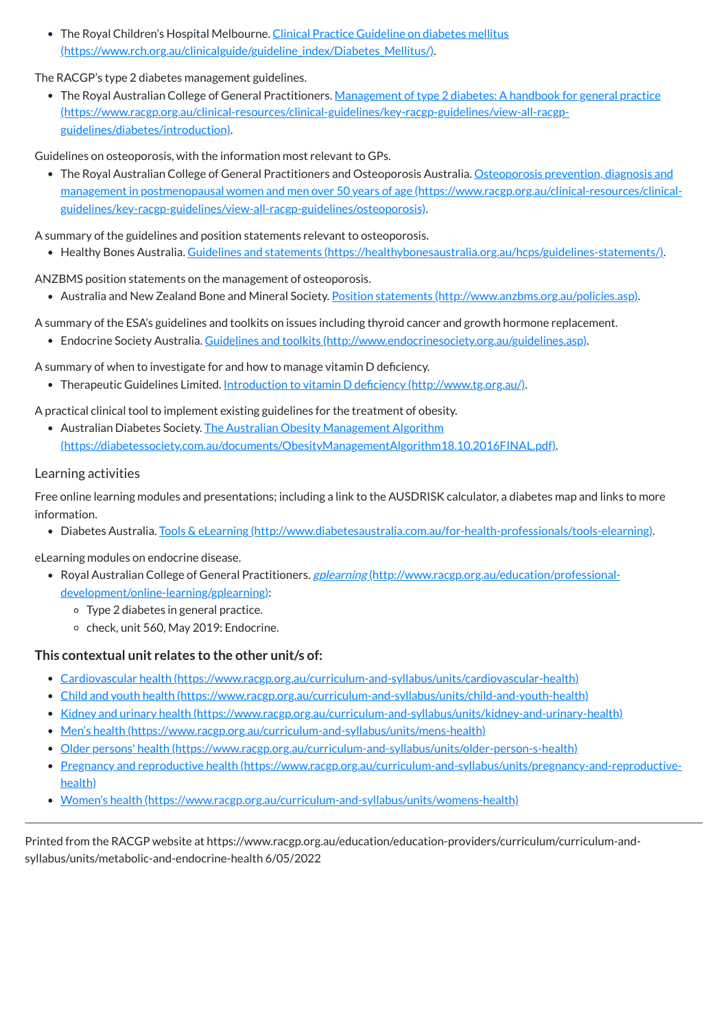- The Royal Children's Hospital Melbourne. [Clinical Practice Guideline on diabetes mellitus (https://www.rch.org.au/clinicalguide/guideline_index/Diabetes_Mellitus/)](https://www.rch.org.au/clinicalguide/guideline_index/Diabetes_Mellitus/).

The RACGP's type 2 diabetes management guidelines.

- The Royal Australian College of General Practitioners. [Management of type 2 diabetes: A handbook for general practice (https://www.racgp.org.au/clinical-resources/clinical-guidelines/key-racgp-guidelines/view-all-racgp-guidelines/diabetes/introduction)](https://www.racgp.org.au/clinical-resources/clinical-guidelines/key-racgp-guidelines/view-all-racgp-guidelines/diabetes/introduction).

Guidelines on osteoporosis, with the information most relevant to GPs.

- The Royal Australian College of General Practitioners and Osteoporosis Australia. [Osteoporosis prevention, diagnosis and management in postmenopausal women and men over 50 years of age (https://www.racgp.org.au/clinical-resources/clinical-guidelines/key-racgp-guidelines/view-all-racgp-guidelines/osteoporosis)](https://www.racgp.org.au/clinical-resources/clinical-guidelines/key-racgp-guidelines/view-all-racgp-guidelines/osteoporosis).

A summary of the guidelines and position statements relevant to osteoporosis.

- Healthy Bones Australia. [Guidelines and statements (https://healthybonesaustralia.org.au/hcps/guidelines-statements/)](https://healthybonesaustralia.org.au/hcps/guidelines-statements/).

ANZBMS position statements on the management of osteoporosis.

- Australia and New Zealand Bone and Mineral Society. [Position statements (http://www.anzbms.org.au/policies.asp)](http://www.anzbms.org.au/policies.asp).

A summary of the ESA's guidelines and toolkits on issues including thyroid cancer and growth hormone replacement.

- Endocrine Society Australia. [Guidelines and toolkits (http://www.endocrinesociety.org.au/guidelines.asp)](http://www.endocrinesociety.org.au/guidelines.asp).

A summary of when to investigate for and how to manage vitamin D deficiency.

- Therapeutic Guidelines Limited. [Introduction to vitamin D deficiency (http://www.tg.org.au/)](http://www.tg.org.au/).

A practical clinical tool to implement existing guidelines for the treatment of obesity.

- Australian Diabetes Society. [The Australian Obesity Management Algorithm (https://diabetessociety.com.au/documents/ObesityManagementAlgorithm18.10.2016FINAL.pdf)](https://diabetessociety.com.au/documents/ObesityManagementAlgorithm18.10.2016FINAL.pdf).

## Learning activities

Free online learning modules and presentations; including a link to the AUSDRISK calculator, a diabetes map and links to more information.

- Diabetes Australia. [Tools & eLearning (http://www.diabetesaustralia.com.au/for-health-professionals/tools-elearning)](http://www.diabetesaustralia.com.au/for-health-professionals/tools-elearning).

eLearning modules on endocrine disease.

- Royal Australian College of General Practitioners. [*gplearning* (http://www.racgp.org.au/education/professional-development/online-learning/gplearning)](http://www.racgp.org.au/education/professional-development/online-learning/gplearning):
  - Type 2 diabetes in general practice.
  - check, unit 560, May 2019: Endocrine.

### This contextual unit relates to the other unit/s of:

- [Cardiovascular health (https://www.racgp.org.au/curriculum-and-syllabus/units/cardiovascular-health)](https://www.racgp.org.au/curriculum-and-syllabus/units/cardiovascular-health)
- [Child and youth health (https://www.racgp.org.au/curriculum-and-syllabus/units/child-and-youth-health)](https://www.racgp.org.au/curriculum-and-syllabus/units/child-and-youth-health)
- [Kidney and urinary health (https://www.racgp.org.au/curriculum-and-syllabus/units/kidney-and-urinary-health)](https://www.racgp.org.au/curriculum-and-syllabus/units/kidney-and-urinary-health)
- [Men's health (https://www.racgp.org.au/curriculum-and-syllabus/units/mens-health)](https://www.racgp.org.au/curriculum-and-syllabus/units/mens-health)
- [Older persons' health (https://www.racgp.org.au/curriculum-and-syllabus/units/older-person-s-health)](https://www.racgp.org.au/curriculum-and-syllabus/units/older-person-s-health)
- [Pregnancy and reproductive health (https://www.racgp.org.au/curriculum-and-syllabus/units/pregnancy-and-reproductive-health)](https://www.racgp.org.au/curriculum-and-syllabus/units/pregnancy-and-reproductive-health)
- [Women's health (https://www.racgp.org.au/curriculum-and-syllabus/units/womens-health)](https://www.racgp.org.au/curriculum-and-syllabus/units/womens-health)

---

Printed from the RACGP website at https://www.racgp.org.au/education/education-providers/curriculum/curriculum-and-syllabus/units/metabolic-and-endocrine-health 6/05/2022